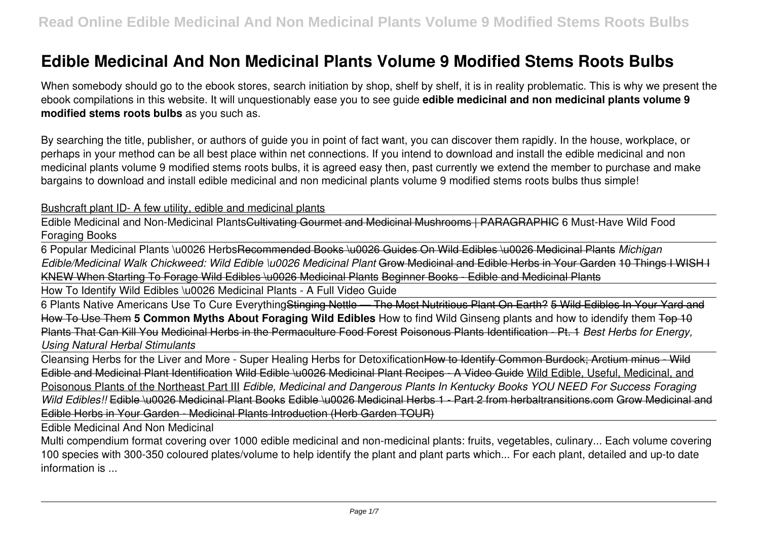# Edible Medicinal And Non Medicinal Plants Volume 9 Modified Stems Roots Bulbs

When somebody should go to the ebook stores, search initiation by shop, shelf by shelf, it is in reality problematic. This is why we present the ebook compilations in this website. It will unquestionably ease you to see guide **edible medicinal and non medicinal plants volume 9 modified stems roots bulbs** as you such as.

By searching the title, publisher, or authors of guide you in point of fact want, you can discover them rapidly. In the house, workplace, or perhaps in your method can be all best place within net connections. If you intend to download and install the edible medicinal and non medicinal plants volume 9 modified stems roots bulbs, it is agreed easy then, past currently we extend the member to purchase and make bargains to download and install edible medicinal and non medicinal plants volume 9 modified stems roots bulbs thus simple!

Bushcraft plant ID- A few utility, edible and medicinal plants

Edible Medicinal and Non-Medicinal Plants~~Cultivating Gourmet and Medicinal Mushrooms | PARAGRAPHIC~~ 6 Must-Have Wild Food Foraging Books

6 Popular Medicinal Plants \u0026 Herbs~~Recommended Books \u0026 Guides On Wild Edibles \u0026 Medicinal Plants~~ *Michigan Edible/Medicinal Walk Chickweed: Wild Edible \u0026 Medicinal Plant* ~~Grow Medicinal and Edible Herbs in Your Garden~~ ~~10 Things I WISH I KNEW When Starting To Forage Wild Edibles \u0026 Medicinal Plants~~ ~~Beginner Books - Edible and Medicinal Plants~~

How To Identify Wild Edibles \u0026 Medicinal Plants - A Full Video Guide

6 Plants Native Americans Use To Cure Everything~~Stinging Nettle — The Most Nutritious Plant On Earth?~~ ~~5 Wild Edibles In Your Yard and How To Use Them~~ **5 Common Myths About Foraging Wild Edibles** How to find Wild Ginseng plants and how to idendify them ~~Top 10 Plants That Can Kill You~~ ~~Medicinal Herbs in the Permaculture Food Forest~~ ~~Poisonous Plants Identification - Pt. 1~~ *Best Herbs for Energy, Using Natural Herbal Stimulants*

Cleansing Herbs for the Liver and More - Super Healing Herbs for Detoxification~~How to Identify Common Burdock; Arctium minus - Wild Edible and Medicinal Plant Identification~~ ~~Wild Edible \u0026 Medicinal Plant Recipes - A Video Guide~~ Wild Edible, Useful, Medicinal, and Poisonous Plants of the Northeast Part III *Edible, Medicinal and Dangerous Plants In Kentucky Books YOU NEED For Success Foraging Wild Edibles!!* ~~Edible \u0026 Medicinal Plant Books~~ ~~Edible \u0026 Medicinal Herbs 1 - Part 2 from herbaltransitions.com~~ ~~Grow Medicinal and Edible Herbs in Your Garden - Medicinal Plants Introduction (Herb Garden TOUR)~~

Edible Medicinal And Non Medicinal

Multi compendium format covering over 1000 edible medicinal and non-medicinal plants: fruits, vegetables, culinary... Each volume covering 100 species with 300-350 coloured plates/volume to help identify the plant and plant parts which... For each plant, detailed and up-to date information is ...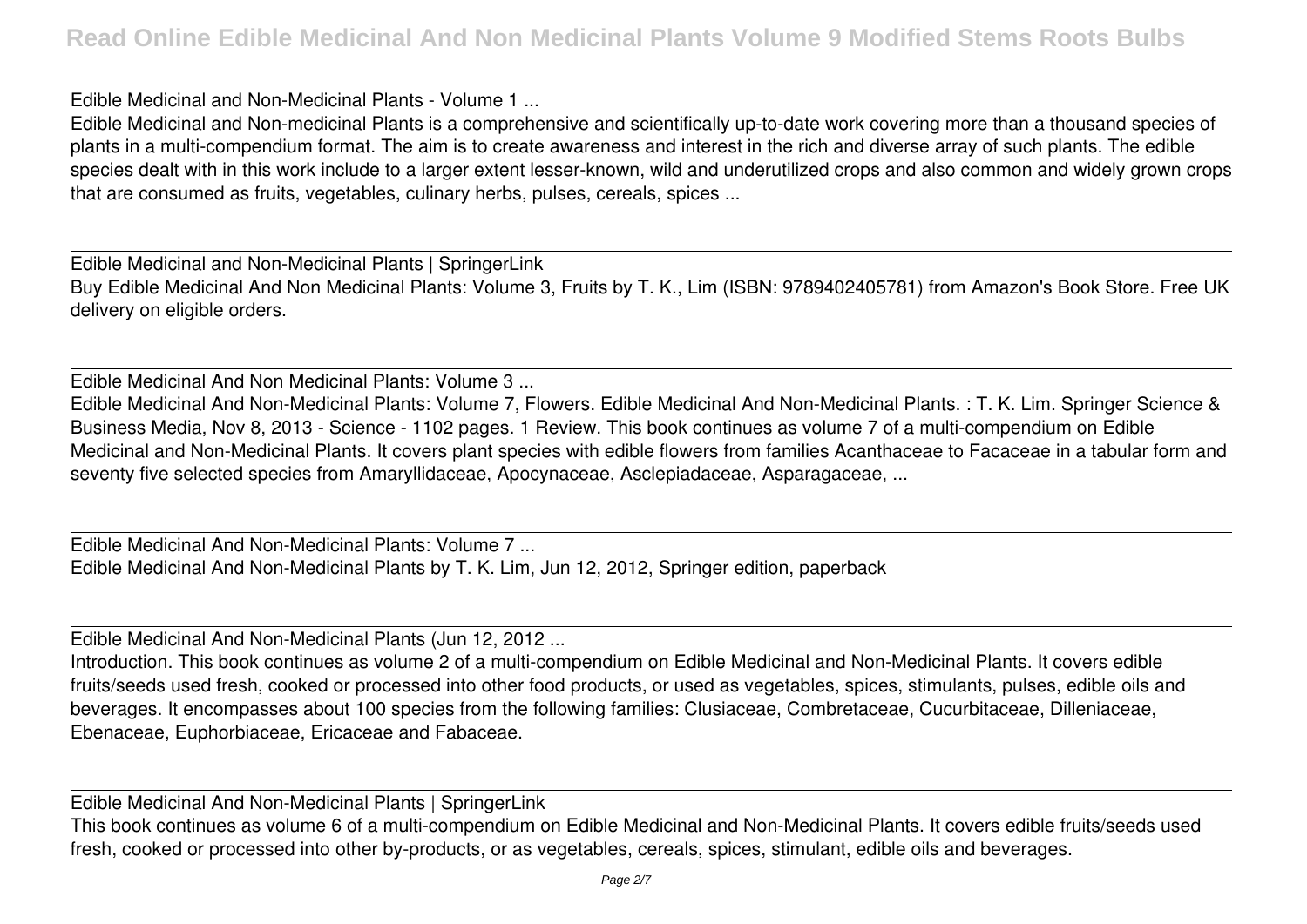Edible Medicinal and Non-Medicinal Plants - Volume 1 ...

Edible Medicinal and Non-medicinal Plants is a comprehensive and scientifically up-to-date work covering more than a thousand species of plants in a multi-compendium format. The aim is to create awareness and interest in the rich and diverse array of such plants. The edible species dealt with in this work include to a larger extent lesser-known, wild and underutilized crops and also common and widely grown crops that are consumed as fruits, vegetables, culinary herbs, pulses, cereals, spices ...

Edible Medicinal and Non-Medicinal Plants | SpringerLink

Buy Edible Medicinal And Non Medicinal Plants: Volume 3, Fruits by T. K., Lim (ISBN: 9789402405781) from Amazon's Book Store. Free UK delivery on eligible orders.

Edible Medicinal And Non Medicinal Plants: Volume 3 ...

Edible Medicinal And Non-Medicinal Plants: Volume 7, Flowers. Edible Medicinal And Non-Medicinal Plants. : T. K. Lim. Springer Science & Business Media, Nov 8, 2013 - Science - 1102 pages. 1 Review. This book continues as volume 7 of a multi-compendium on Edible Medicinal and Non-Medicinal Plants. It covers plant species with edible flowers from families Acanthaceae to Facaceae in a tabular form and seventy five selected species from Amaryllidaceae, Apocynaceae, Asclepiadaceae, Asparagaceae, ...

Edible Medicinal And Non-Medicinal Plants: Volume 7 ...

Edible Medicinal And Non-Medicinal Plants by T. K. Lim, Jun 12, 2012, Springer edition, paperback

Edible Medicinal And Non-Medicinal Plants (Jun 12, 2012 ...

Introduction. This book continues as volume 2 of a multi-compendium on Edible Medicinal and Non-Medicinal Plants. It covers edible fruits/seeds used fresh, cooked or processed into other food products, or used as vegetables, spices, stimulants, pulses, edible oils and beverages. It encompasses about 100 species from the following families: Clusiaceae, Combretaceae, Cucurbitaceae, Dilleniaceae, Ebenaceae, Euphorbiaceae, Ericaceae and Fabaceae.

Edible Medicinal And Non-Medicinal Plants | SpringerLink

This book continues as volume 6 of a multi-compendium on Edible Medicinal and Non-Medicinal Plants. It covers edible fruits/seeds used fresh, cooked or processed into other by-products, or as vegetables, cereals, spices, stimulant, edible oils and beverages.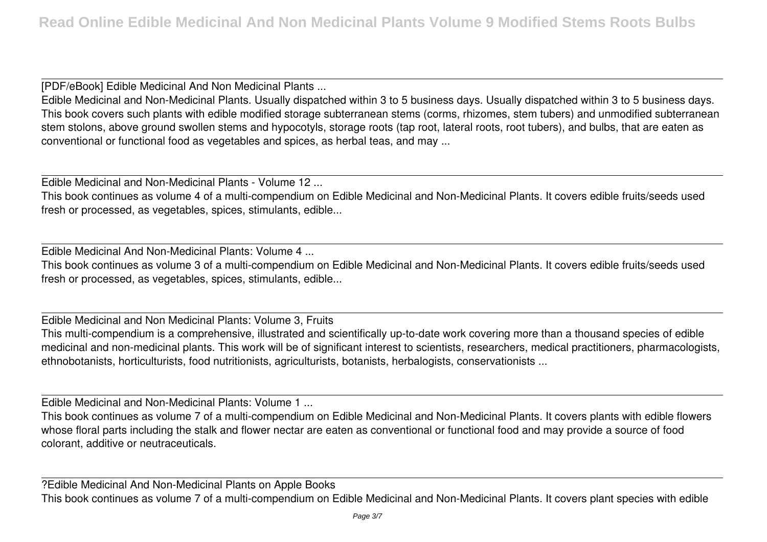[PDF/eBook] Edible Medicinal And Non Medicinal Plants ...

Edible Medicinal and Non-Medicinal Plants. Usually dispatched within 3 to 5 business days. Usually dispatched within 3 to 5 business days. This book covers such plants with edible modified storage subterranean stems (corms, rhizomes, stem tubers) and unmodified subterranean stem stolons, above ground swollen stems and hypocotyls, storage roots (tap root, lateral roots, root tubers), and bulbs, that are eaten as conventional or functional food as vegetables and spices, as herbal teas, and may ...

Edible Medicinal and Non-Medicinal Plants - Volume 12 ...

This book continues as volume 4 of a multi-compendium on Edible Medicinal and Non-Medicinal Plants. It covers edible fruits/seeds used fresh or processed, as vegetables, spices, stimulants, edible...

Edible Medicinal And Non-Medicinal Plants: Volume 4 ...

This book continues as volume 3 of a multi-compendium on Edible Medicinal and Non-Medicinal Plants. It covers edible fruits/seeds used fresh or processed, as vegetables, spices, stimulants, edible...

Edible Medicinal and Non Medicinal Plants: Volume 3, Fruits

This multi-compendium is a comprehensive, illustrated and scientifically up-to-date work covering more than a thousand species of edible medicinal and non-medicinal plants. This work will be of significant interest to scientists, researchers, medical practitioners, pharmacologists, ethnobotanists, horticulturists, food nutritionists, agriculturists, botanists, herbalogists, conservationists ...

Edible Medicinal and Non-Medicinal Plants: Volume 1 ...

This book continues as volume 7 of a multi-compendium on Edible Medicinal and Non-Medicinal Plants. It covers plants with edible flowers whose floral parts including the stalk and flower nectar are eaten as conventional or functional food and may provide a source of food colorant, additive or neutraceuticals.

?Edible Medicinal And Non-Medicinal Plants on Apple Books

This book continues as volume 7 of a multi-compendium on Edible Medicinal and Non-Medicinal Plants. It covers plant species with edible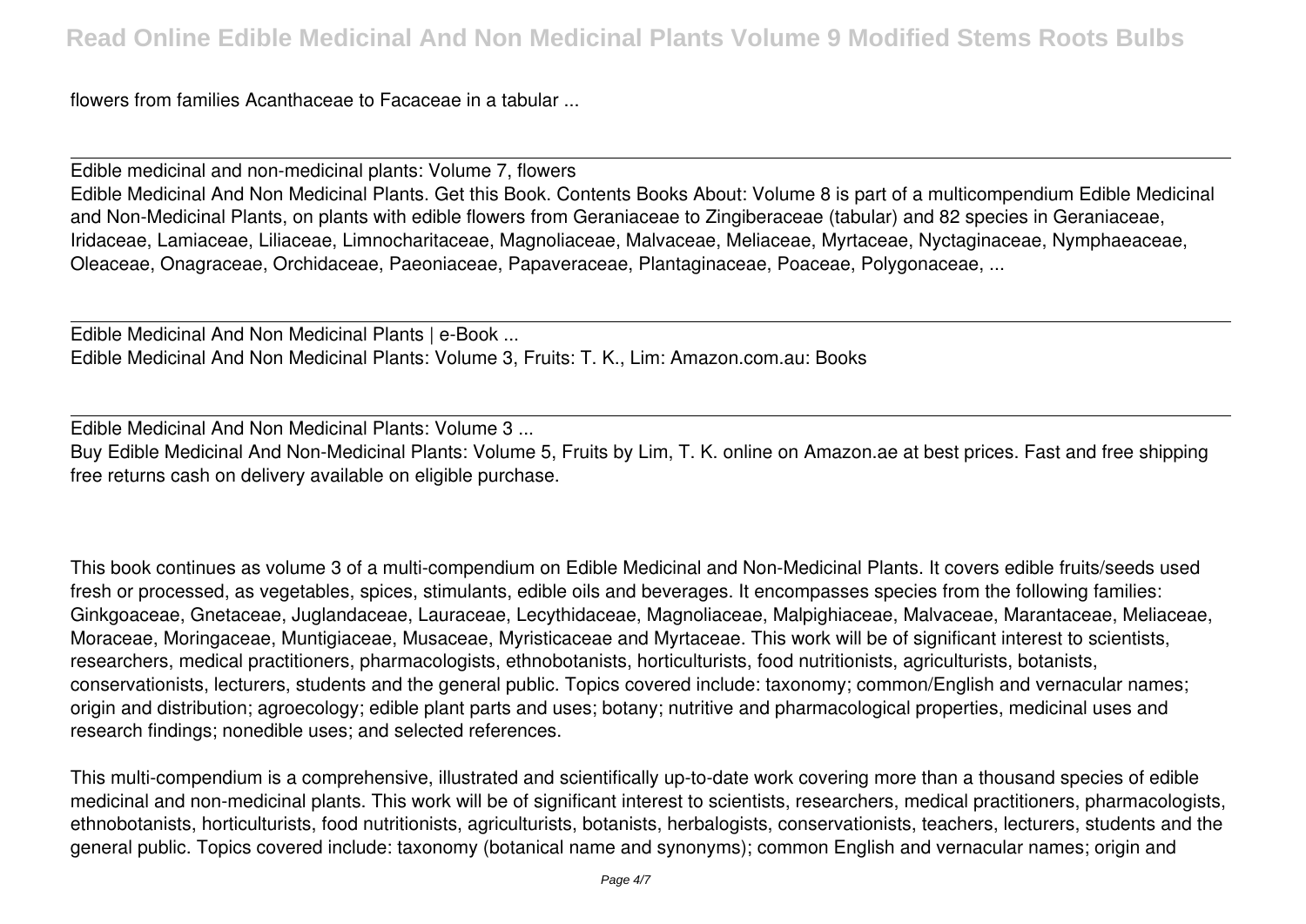flowers from families Acanthaceae to Facaceae in a tabular ...

Edible medicinal and non-medicinal plants: Volume 7, flowers
Edible Medicinal And Non Medicinal Plants. Get this Book. Contents Books About: Volume 8 is part of a multicompendium Edible Medicinal and Non-Medicinal Plants, on plants with edible flowers from Geraniaceae to Zingiberaceae (tabular) and 82 species in Geraniaceae, Iridaceae, Lamiaceae, Liliaceae, Limnocharitaceae, Magnoliaceae, Malvaceae, Meliaceae, Myrtaceae, Nyctaginaceae, Nymphaeaceae, Oleaceae, Onagraceae, Orchidaceae, Paeoniaceae, Papaveraceae, Plantaginaceae, Poaceae, Polygonaceae, ...

Edible Medicinal And Non Medicinal Plants | e-Book ...
Edible Medicinal And Non Medicinal Plants: Volume 3, Fruits: T. K., Lim: Amazon.com.au: Books

Edible Medicinal And Non Medicinal Plants: Volume 3 ...
Buy Edible Medicinal And Non-Medicinal Plants: Volume 5, Fruits by Lim, T. K. online on Amazon.ae at best prices. Fast and free shipping free returns cash on delivery available on eligible purchase.

This book continues as volume 3 of a multi-compendium on Edible Medicinal and Non-Medicinal Plants. It covers edible fruits/seeds used fresh or processed, as vegetables, spices, stimulants, edible oils and beverages. It encompasses species from the following families: Ginkgoaceae, Gnetaceae, Juglandaceae, Lauraceae, Lecythidaceae, Magnoliaceae, Malpighiaceae, Malvaceae, Marantaceae, Meliaceae, Moraceae, Moringaceae, Muntigiaceae, Musaceae, Myristicaceae and Myrtaceae. This work will be of significant interest to scientists, researchers, medical practitioners, pharmacologists, ethnobotanists, horticulturists, food nutritionists, agriculturists, botanists, conservationists, lecturers, students and the general public. Topics covered include: taxonomy; common/English and vernacular names; origin and distribution; agroecology; edible plant parts and uses; botany; nutritive and pharmacological properties, medicinal uses and research findings; nonedible uses; and selected references.

This multi-compendium is a comprehensive, illustrated and scientifically up-to-date work covering more than a thousand species of edible medicinal and non-medicinal plants. This work will be of significant interest to scientists, researchers, medical practitioners, pharmacologists, ethnobotanists, horticulturists, food nutritionists, agriculturists, botanists, herbalogists, conservationists, teachers, lecturers, students and the general public. Topics covered include: taxonomy (botanical name and synonyms); common English and vernacular names; origin and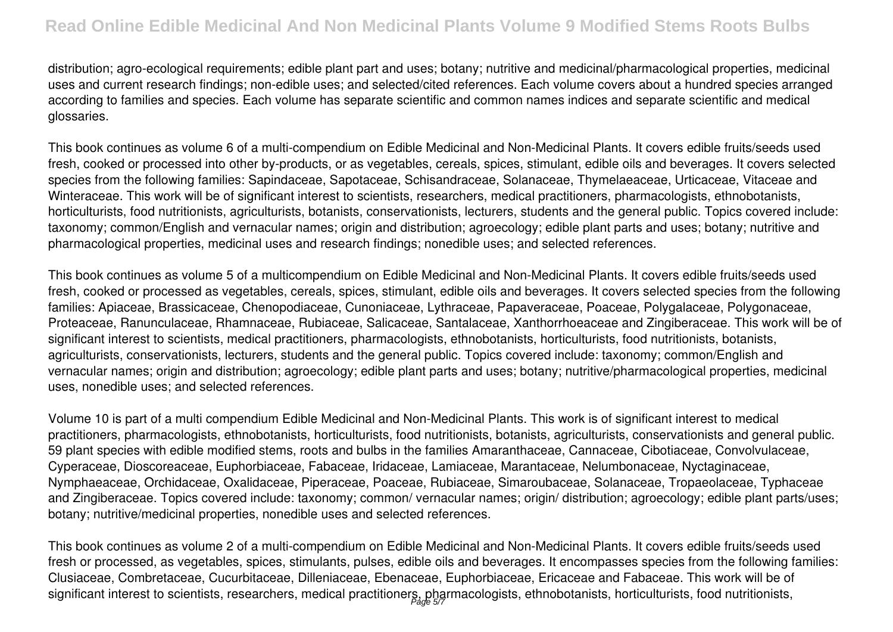distribution; agro-ecological requirements; edible plant part and uses; botany; nutritive and medicinal/pharmacological properties, medicinal uses and current research findings; non-edible uses; and selected/cited references. Each volume covers about a hundred species arranged according to families and species. Each volume has separate scientific and common names indices and separate scientific and medical glossaries.

This book continues as volume 6 of a multi-compendium on Edible Medicinal and Non-Medicinal Plants. It covers edible fruits/seeds used fresh, cooked or processed into other by-products, or as vegetables, cereals, spices, stimulant, edible oils and beverages. It covers selected species from the following families: Sapindaceae, Sapotaceae, Schisandraceae, Solanaceae, Thymelaeaceae, Urticaceae, Vitaceae and Winteraceae. This work will be of significant interest to scientists, researchers, medical practitioners, pharmacologists, ethnobotanists, horticulturists, food nutritionists, agriculturists, botanists, conservationists, lecturers, students and the general public. Topics covered include: taxonomy; common/English and vernacular names; origin and distribution; agroecology; edible plant parts and uses; botany; nutritive and pharmacological properties, medicinal uses and research findings; nonedible uses; and selected references.

This book continues as volume 5 of a multicompendium on Edible Medicinal and Non-Medicinal Plants. It covers edible fruits/seeds used fresh, cooked or processed as vegetables, cereals, spices, stimulant, edible oils and beverages. It covers selected species from the following families: Apiaceae, Brassicaceae, Chenopodiaceae, Cunoniaceae, Lythraceae, Papaveraceae, Poaceae, Polygalaceae, Polygonaceae, Proteaceae, Ranunculaceae, Rhamnaceae, Rubiaceae, Salicaceae, Santalaceae, Xanthorrhoeaceae and Zingiberaceae. This work will be of significant interest to scientists, medical practitioners, pharmacologists, ethnobotanists, horticulturists, food nutritionists, botanists, agriculturists, conservationists, lecturers, students and the general public. Topics covered include: taxonomy; common/English and vernacular names; origin and distribution; agroecology; edible plant parts and uses; botany; nutritive/pharmacological properties, medicinal uses, nonedible uses; and selected references.

Volume 10 is part of a multi compendium Edible Medicinal and Non-Medicinal Plants. This work is of significant interest to medical practitioners, pharmacologists, ethnobotanists, horticulturists, food nutritionists, botanists, agriculturists, conservationists and general public. 59 plant species with edible modified stems, roots and bulbs in the families Amaranthaceae, Cannaceae, Cibotiaceae, Convolvulaceae, Cyperaceae, Dioscoreaceae, Euphorbiaceae, Fabaceae, Iridaceae, Lamiaceae, Marantaceae, Nelumbonaceae, Nyctaginaceae, Nymphaeaceae, Orchidaceae, Oxalidaceae, Piperaceae, Poaceae, Rubiaceae, Simaroubaceae, Solanaceae, Tropaeolaceae, Typhaceae and Zingiberaceae. Topics covered include: taxonomy; common/ vernacular names; origin/ distribution; agroecology; edible plant parts/uses; botany; nutritive/medicinal properties, nonedible uses and selected references.

This book continues as volume 2 of a multi-compendium on Edible Medicinal and Non-Medicinal Plants. It covers edible fruits/seeds used fresh or processed, as vegetables, spices, stimulants, pulses, edible oils and beverages. It encompasses species from the following families: Clusiaceae, Combretaceae, Cucurbitaceae, Dilleniaceae, Ebenaceae, Euphorbiaceae, Ericaceae and Fabaceae. This work will be of significant interest to scientists, researchers, medical practitioners, pharmacologists, ethnobotanists, horticulturists, food nutritionists,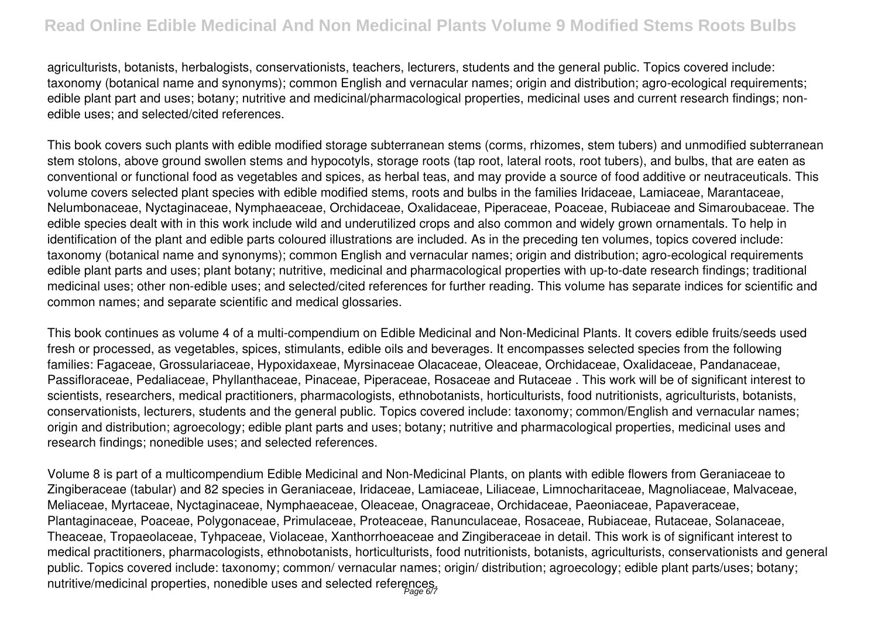agriculturists, botanists, herbalogists, conservationists, teachers, lecturers, students and the general public. Topics covered include: taxonomy (botanical name and synonyms); common English and vernacular names; origin and distribution; agro-ecological requirements; edible plant part and uses; botany; nutritive and medicinal/pharmacological properties, medicinal uses and current research findings; non-edible uses; and selected/cited references.

This book covers such plants with edible modified storage subterranean stems (corms, rhizomes, stem tubers) and unmodified subterranean stem stolons, above ground swollen stems and hypocotyls, storage roots (tap root, lateral roots, root tubers), and bulbs, that are eaten as conventional or functional food as vegetables and spices, as herbal teas, and may provide a source of food additive or neutraceuticals. This volume covers selected plant species with edible modified stems, roots and bulbs in the families Iridaceae, Lamiaceae, Marantaceae, Nelumbonaceae, Nyctaginaceae, Nymphaeaceae, Orchidaceae, Oxalidaceae, Piperaceae, Poaceae, Rubiaceae and Simaroubaceae. The edible species dealt with in this work include wild and underutilized crops and also common and widely grown ornamentals. To help in identification of the plant and edible parts coloured illustrations are included. As in the preceding ten volumes, topics covered include: taxonomy (botanical name and synonyms); common English and vernacular names; origin and distribution; agro-ecological requirements edible plant parts and uses; plant botany; nutritive, medicinal and pharmacological properties with up-to-date research findings; traditional medicinal uses; other non-edible uses; and selected/cited references for further reading. This volume has separate indices for scientific and common names; and separate scientific and medical glossaries.

This book continues as volume 4 of a multi-compendium on Edible Medicinal and Non-Medicinal Plants. It covers edible fruits/seeds used fresh or processed, as vegetables, spices, stimulants, edible oils and beverages. It encompasses selected species from the following families: Fagaceae, Grossulariaceae, Hypoxidaxeae, Myrsinaceae Olacaceae, Oleaceae, Orchidaceae, Oxalidaceae, Pandanaceae, Passifloraceae, Pedaliaceae, Phyllanthaceae, Pinaceae, Piperaceae, Rosaceae and Rutaceae . This work will be of significant interest to scientists, researchers, medical practitioners, pharmacologists, ethnobotanists, horticulturists, food nutritionists, agriculturists, botanists, conservationists, lecturers, students and the general public. Topics covered include: taxonomy; common/English and vernacular names; origin and distribution; agroecology; edible plant parts and uses; botany; nutritive and pharmacological properties, medicinal uses and research findings; nonedible uses; and selected references.

Volume 8 is part of a multicompendium Edible Medicinal and Non-Medicinal Plants, on plants with edible flowers from Geraniaceae to Zingiberaceae (tabular) and 82 species in Geraniaceae, Iridaceae, Lamiaceae, Liliaceae, Limnocharitaceae, Magnoliaceae, Malvaceae, Meliaceae, Myrtaceae, Nyctaginaceae, Nymphaeaceae, Oleaceae, Onagraceae, Orchidaceae, Paeoniaceae, Papaveraceae, Plantaginaceae, Poaceae, Polygonaceae, Primulaceae, Proteaceae, Ranunculaceae, Rosaceae, Rubiaceae, Rutaceae, Solanaceae, Theaceae, Tropaeolaceae, Tyhpaceae, Violaceae, Xanthorrhoeaceae and Zingiberaceae in detail. This work is of significant interest to medical practitioners, pharmacologists, ethnobotanists, horticulturists, food nutritionists, botanists, agriculturists, conservationists and general public. Topics covered include: taxonomy; common/ vernacular names; origin/ distribution; agroecology; edible plant parts/uses; botany; nutritive/medicinal properties, nonedible uses and selected references.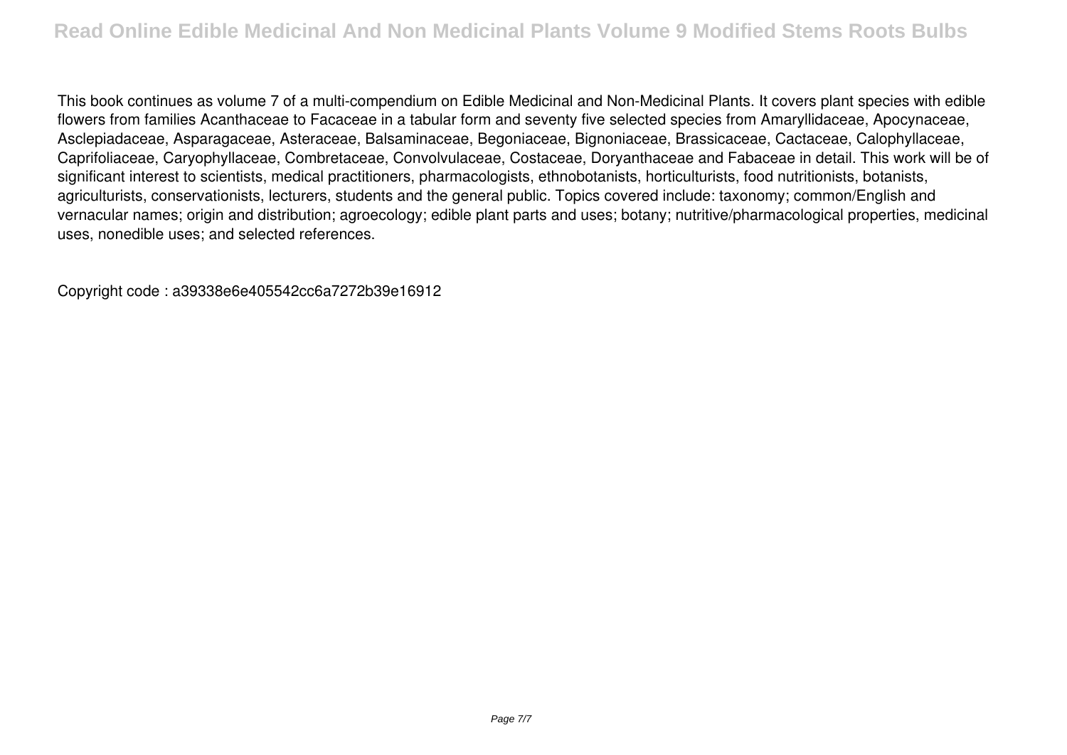This book continues as volume 7 of a multi-compendium on Edible Medicinal and Non-Medicinal Plants. It covers plant species with edible flowers from families Acanthaceae to Facaceae in a tabular form and seventy five selected species from Amaryllidaceae, Apocynaceae, Asclepiadaceae, Asparagaceae, Asteraceae, Balsaminaceae, Begoniaceae, Bignoniaceae, Brassicaceae, Cactaceae, Calophyllaceae, Caprifoliaceae, Caryophyllaceae, Combretaceae, Convolvulaceae, Costaceae, Doryanthaceae and Fabaceae in detail. This work will be of significant interest to scientists, medical practitioners, pharmacologists, ethnobotanists, horticulturists, food nutritionists, botanists, agriculturists, conservationists, lecturers, students and the general public. Topics covered include: taxonomy; common/English and vernacular names; origin and distribution; agroecology; edible plant parts and uses; botany; nutritive/pharmacological properties, medicinal uses, nonedible uses; and selected references.

Copyright code : a39338e6e405542cc6a7272b39e16912